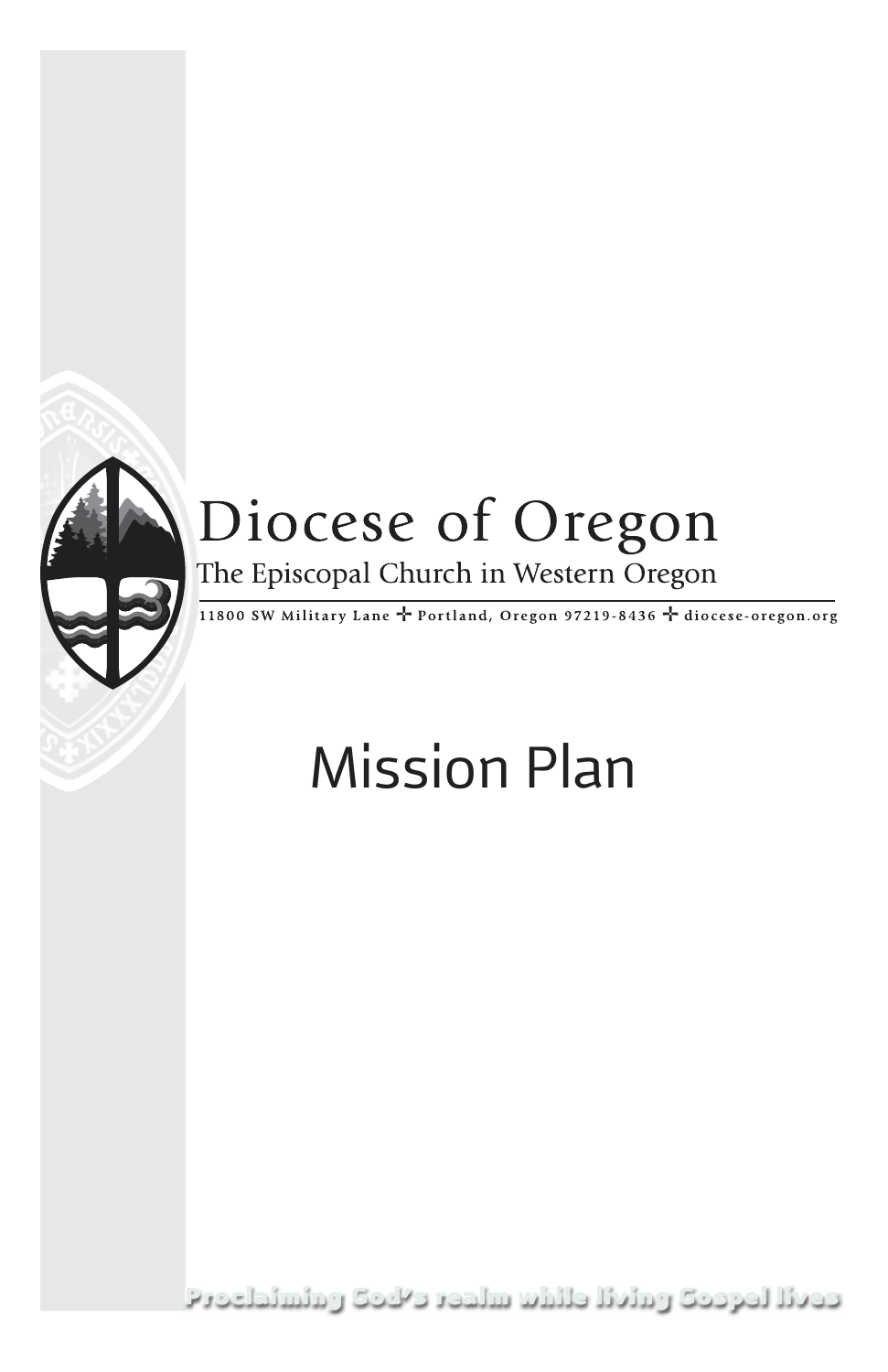# Diocese of Oregon

The Episcopal Church in Western Oregon

11800 SW Military Lane ✢ Portland, Oregon 97219-8436 ✢ diocese-oregon.org

# Mission Plan

Proclaiming God's realm while living Gospel lives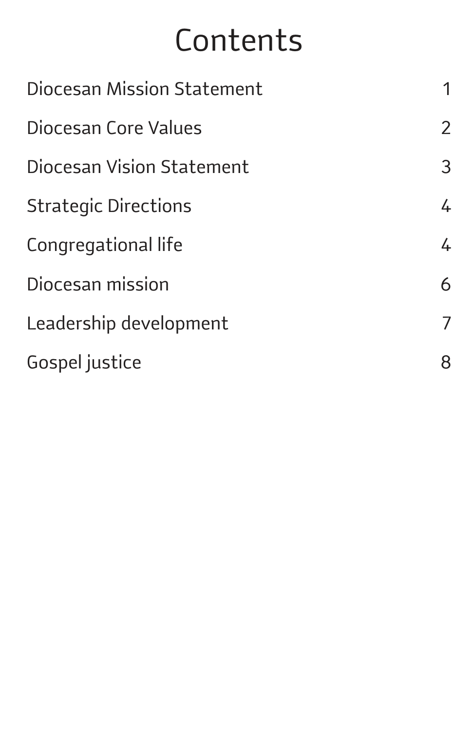# Contents

| | |
|---|---|
| Diocesan Mission Statement | 1 |
| Diocesan Core Values | 2 |
| Diocesan Vision Statement | 3 |
| Strategic Directions | 4 |
| Congregational life | 4 |
| Diocesan mission | 6 |
| Leadership development | 7 |
| Gospel justice | 8 |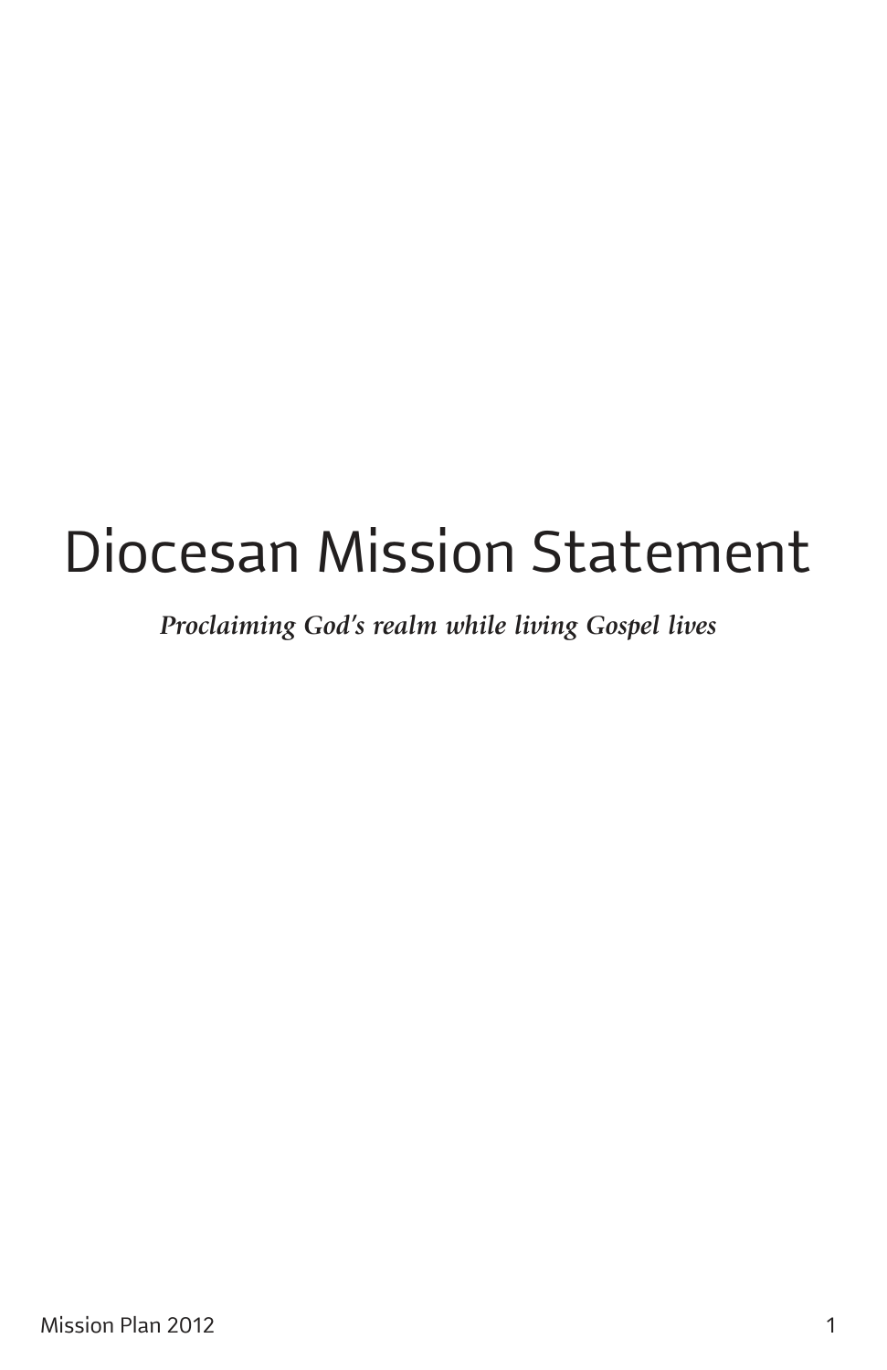# Diocesan Mission Statement

***Proclaiming God's realm while living Gospel lives***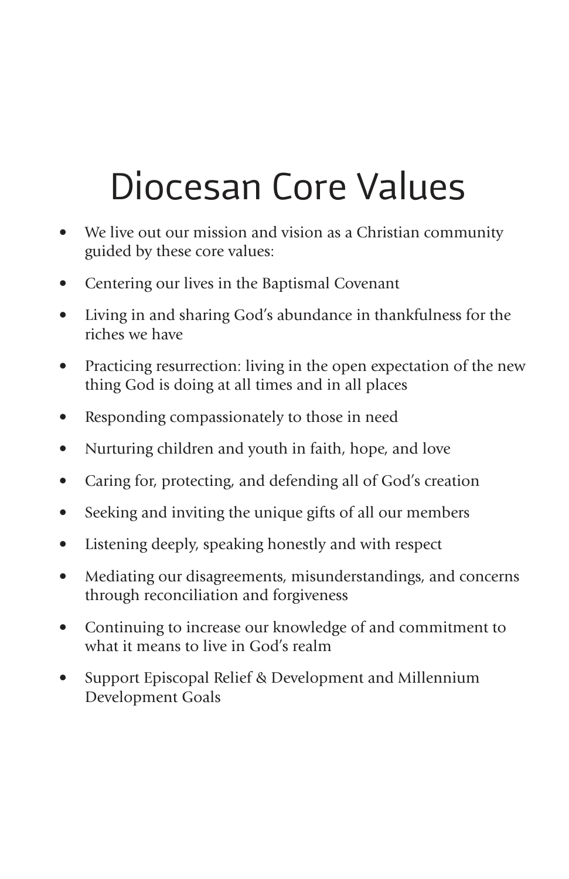# Diocesan Core Values

- We live out our mission and vision as a Christian community guided by these core values:
- Centering our lives in the Baptismal Covenant
- Living in and sharing God's abundance in thankfulness for the riches we have
- Practicing resurrection: living in the open expectation of the new thing God is doing at all times and in all places
- Responding compassionately to those in need
- Nurturing children and youth in faith, hope, and love
- Caring for, protecting, and defending all of God's creation
- Seeking and inviting the unique gifts of all our members
- Listening deeply, speaking honestly and with respect
- Mediating our disagreements, misunderstandings, and concerns through reconciliation and forgiveness
- Continuing to increase our knowledge of and commitment to what it means to live in God's realm
- Support Episcopal Relief & Development and Millennium Development Goals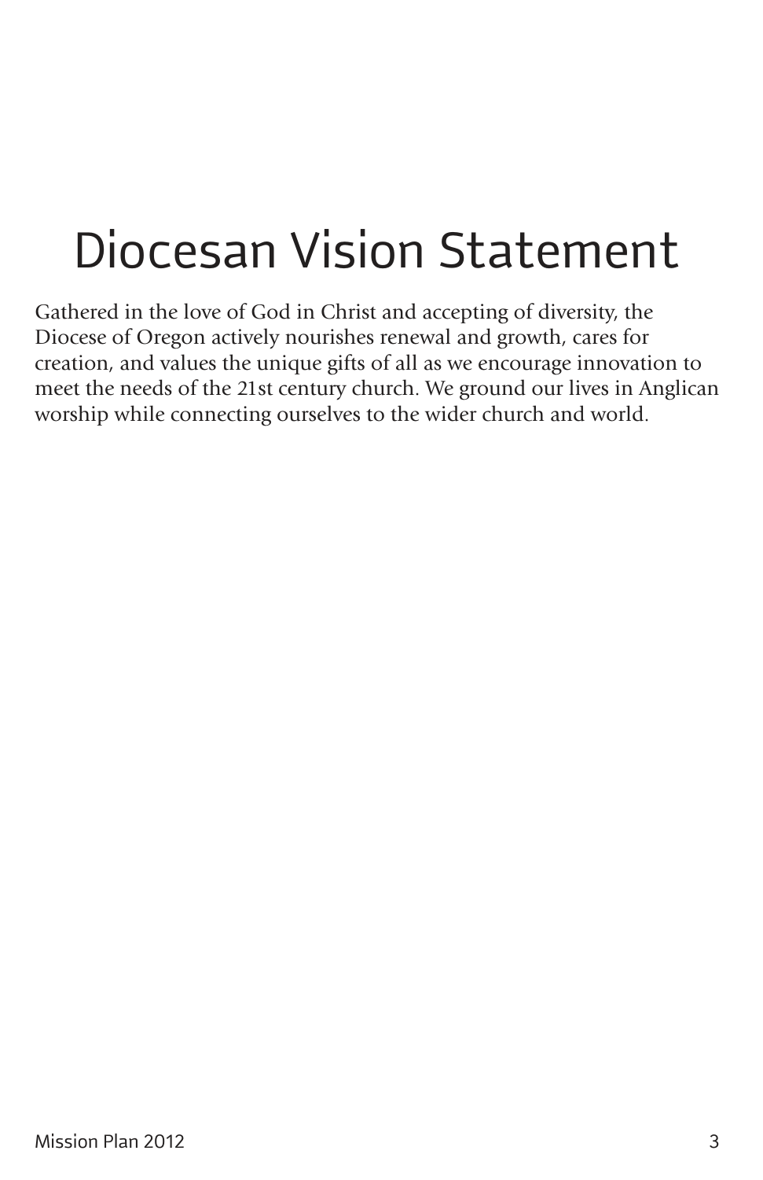# Diocesan Vision Statement

Gathered in the love of God in Christ and accepting of diversity, the Diocese of Oregon actively nourishes renewal and growth, cares for creation, and values the unique gifts of all as we encourage innovation to meet the needs of the 21st century church. We ground our lives in Anglican worship while connecting ourselves to the wider church and world.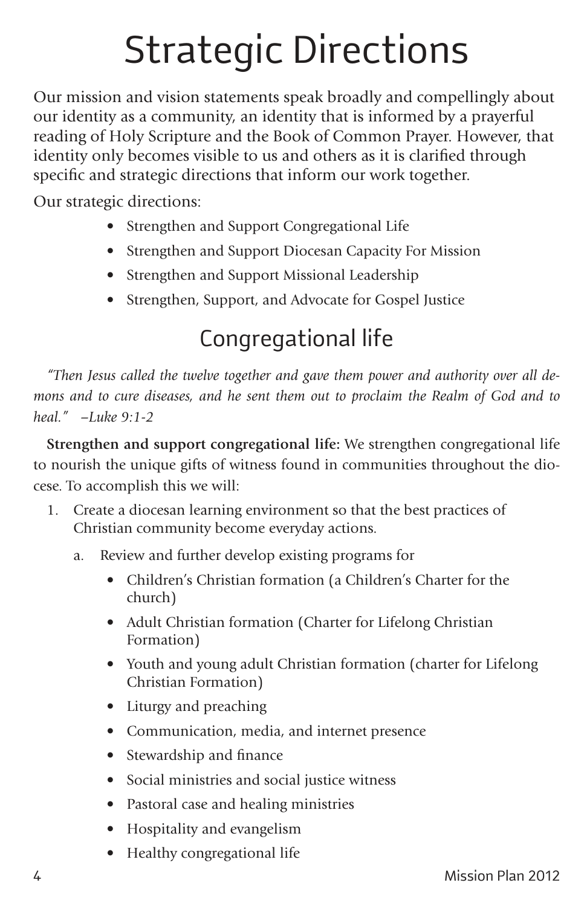# Strategic Directions

Our mission and vision statements speak broadly and compellingly about our identity as a community, an identity that is informed by a prayerful reading of Holy Scripture and the Book of Common Prayer. However, that identity only becomes visible to us and others as it is clarified through specific and strategic directions that inform our work together.

Our strategic directions:

- Strengthen and Support Congregational Life
- Strengthen and Support Diocesan Capacity For Mission
- Strengthen and Support Missional Leadership
- Strengthen, Support, and Advocate for Gospel Justice

## Congregational life

*"Then Jesus called the twelve together and gave them power and authority over all demons and to cure diseases, and he sent them out to proclaim the Realm of God and to heal." –Luke 9:1-2*

**Strengthen and support congregational life:** We strengthen congregational life to nourish the unique gifts of witness found in communities throughout the diocese. To accomplish this we will:

1. Create a diocesan learning environment so that the best practices of Christian community become everyday actions.
   a. Review and further develop existing programs for
      - Children's Christian formation (a Children's Charter for the church)
      - Adult Christian formation (Charter for Lifelong Christian Formation)
      - Youth and young adult Christian formation (charter for Lifelong Christian Formation)
      - Liturgy and preaching
      - Communication, media, and internet presence
      - Stewardship and finance
      - Social ministries and social justice witness
      - Pastoral case and healing ministries
      - Hospitality and evangelism
      - Healthy congregational life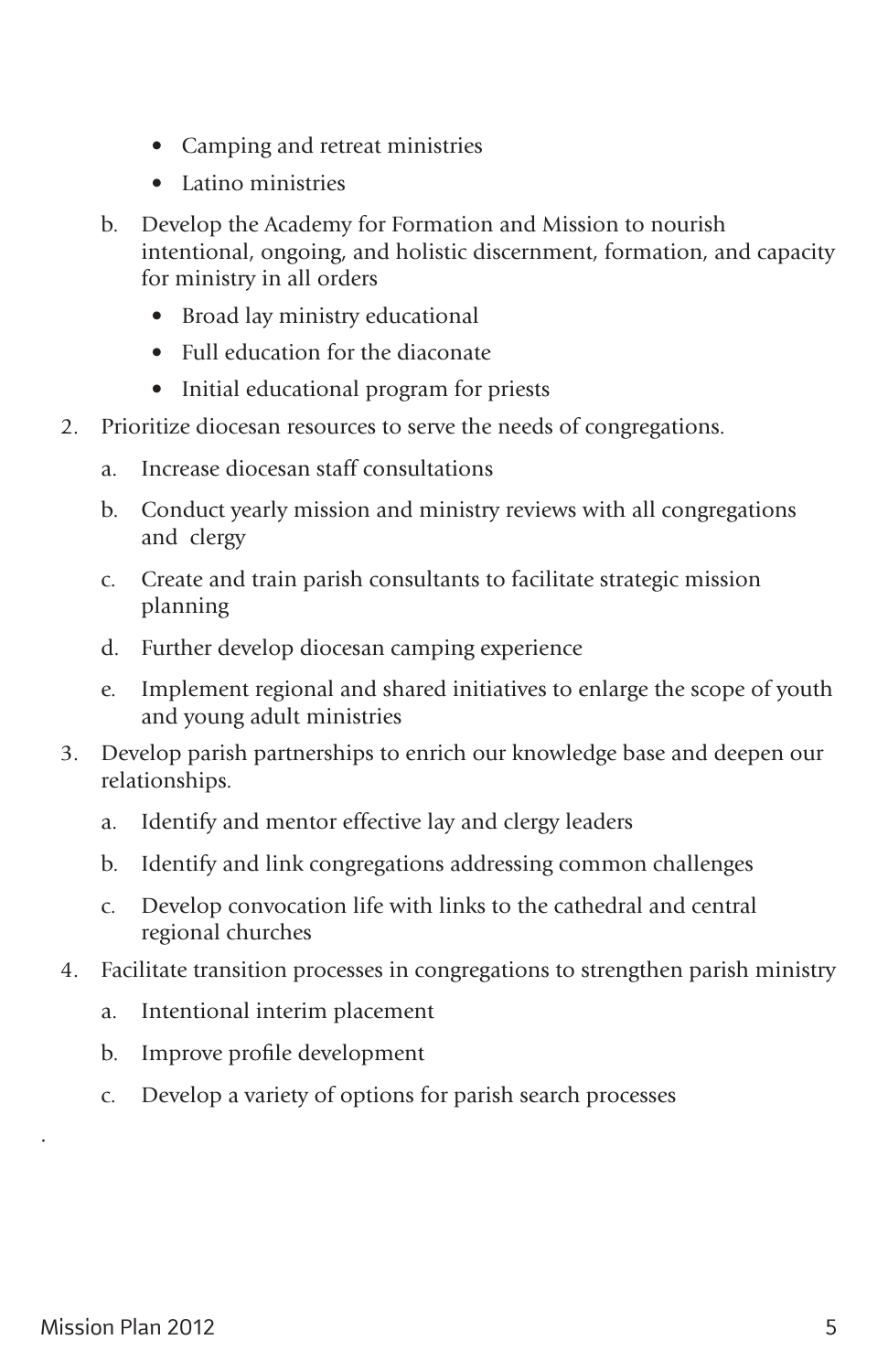- Camping and retreat ministries
- Latino ministries

b. Develop the Academy for Formation and Mission to nourish intentional, ongoing, and holistic discernment, formation, and capacity for ministry in all orders

- Broad lay ministry educational
- Full education for the diaconate
- Initial educational program for priests

2. Prioritize diocesan resources to serve the needs of congregations.

   a. Increase diocesan staff consultations

   b. Conduct yearly mission and ministry reviews with all congregations and clergy

   c. Create and train parish consultants to facilitate strategic mission planning

   d. Further develop diocesan camping experience

   e. Implement regional and shared initiatives to enlarge the scope of youth and young adult ministries

3. Develop parish partnerships to enrich our knowledge base and deepen our relationships.

   a. Identify and mentor effective lay and clergy leaders

   b. Identify and link congregations addressing common challenges

   c. Develop convocation life with links to the cathedral and central regional churches

4. Facilitate transition processes in congregations to strengthen parish ministry

   a. Intentional interim placement

   b. Improve profile development

   c. Develop a variety of options for parish search processes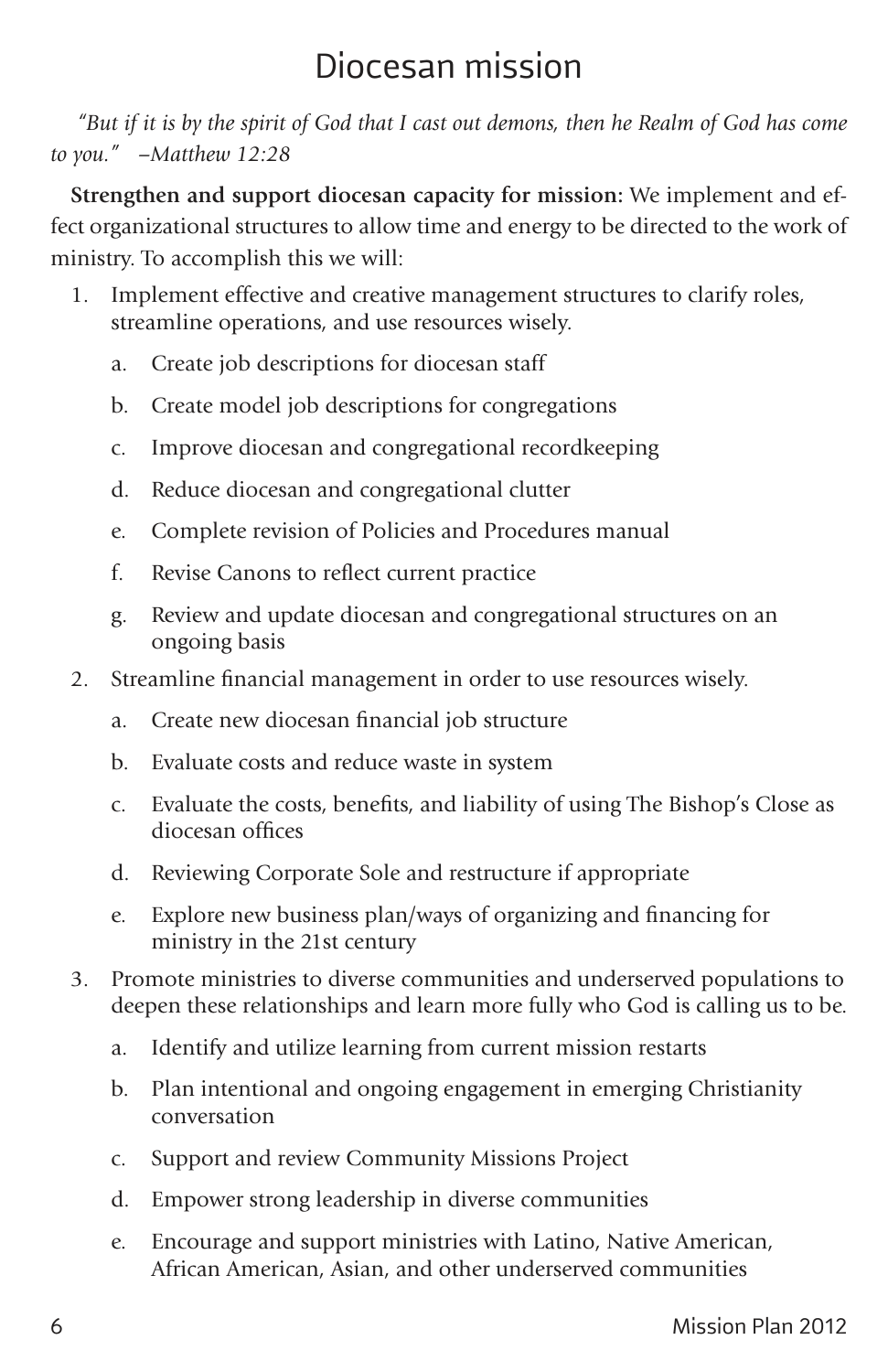# Diocesan mission

*"But if it is by the spirit of God that I cast out demons, then he Realm of God has come to you." –Matthew 12:28*

**Strengthen and support diocesan capacity for mission:** We implement and effect organizational structures to allow time and energy to be directed to the work of ministry. To accomplish this we will:

1. Implement effective and creative management structures to clarify roles, streamline operations, and use resources wisely.
   a. Create job descriptions for diocesan staff
   b. Create model job descriptions for congregations
   c. Improve diocesan and congregational recordkeeping
   d. Reduce diocesan and congregational clutter
   e. Complete revision of Policies and Procedures manual
   f. Revise Canons to reflect current practice
   g. Review and update diocesan and congregational structures on an ongoing basis
2. Streamline financial management in order to use resources wisely.
   a. Create new diocesan financial job structure
   b. Evaluate costs and reduce waste in system
   c. Evaluate the costs, benefits, and liability of using The Bishop's Close as diocesan offices
   d. Reviewing Corporate Sole and restructure if appropriate
   e. Explore new business plan/ways of organizing and financing for ministry in the 21st century
3. Promote ministries to diverse communities and underserved populations to deepen these relationships and learn more fully who God is calling us to be.
   a. Identify and utilize learning from current mission restarts
   b. Plan intentional and ongoing engagement in emerging Christianity conversation
   c. Support and review Community Missions Project
   d. Empower strong leadership in diverse communities
   e. Encourage and support ministries with Latino, Native American, African American, Asian, and other underserved communities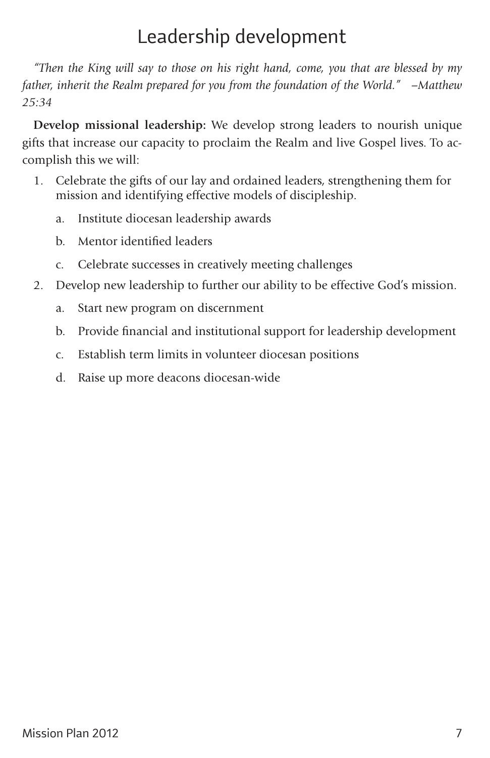# Leadership development

*"Then the King will say to those on his right hand, come, you that are blessed by my father, inherit the Realm prepared for you from the foundation of the World." –Matthew 25:34*

**Develop missional leadership:** We develop strong leaders to nourish unique gifts that increase our capacity to proclaim the Realm and live Gospel lives. To accomplish this we will:

1. Celebrate the gifts of our lay and ordained leaders, strengthening them for mission and identifying effective models of discipleship.
    a. Institute diocesan leadership awards
    b. Mentor identified leaders
    c. Celebrate successes in creatively meeting challenges
2. Develop new leadership to further our ability to be effective God's mission.
    a. Start new program on discernment
    b. Provide financial and institutional support for leadership development
    c. Establish term limits in volunteer diocesan positions
    d. Raise up more deacons diocesan-wide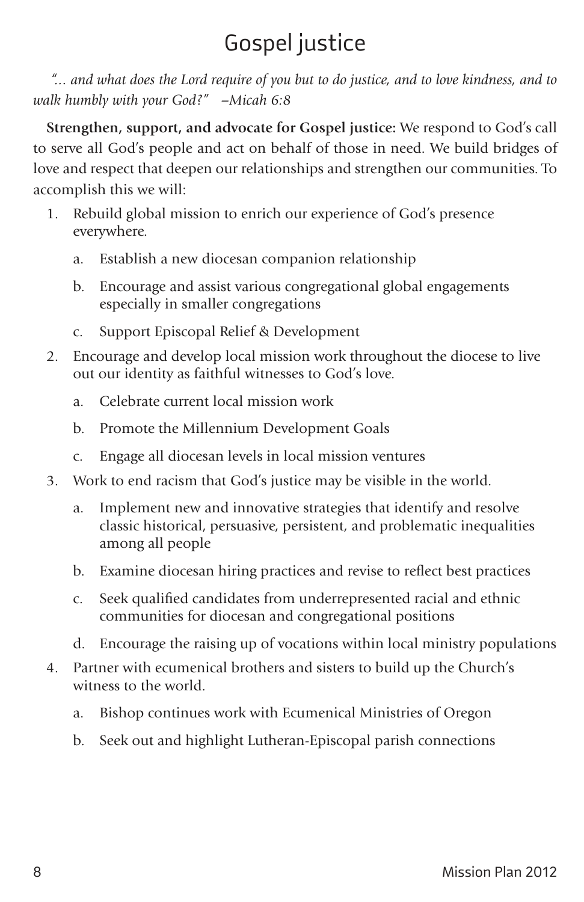# Gospel justice

*"... and what does the Lord require of you but to do justice, and to love kindness, and to walk humbly with your God?" –Micah 6:8*

**Strengthen, support, and advocate for Gospel justice:** We respond to God's call to serve all God's people and act on behalf of those in need. We build bridges of love and respect that deepen our relationships and strengthen our communities. To accomplish this we will:

1. Rebuild global mission to enrich our experience of God's presence everywhere.
    a. Establish a new diocesan companion relationship
    b. Encourage and assist various congregational global engagements especially in smaller congregations
    c. Support Episcopal Relief & Development
2. Encourage and develop local mission work throughout the diocese to live out our identity as faithful witnesses to God's love.
    a. Celebrate current local mission work
    b. Promote the Millennium Development Goals
    c. Engage all diocesan levels in local mission ventures
3. Work to end racism that God's justice may be visible in the world.
    a. Implement new and innovative strategies that identify and resolve classic historical, persuasive, persistent, and problematic inequalities among all people
    b. Examine diocesan hiring practices and revise to reflect best practices
    c. Seek qualified candidates from underrepresented racial and ethnic communities for diocesan and congregational positions
    d. Encourage the raising up of vocations within local ministry populations
4. Partner with ecumenical brothers and sisters to build up the Church's witness to the world.
    a. Bishop continues work with Ecumenical Ministries of Oregon
    b. Seek out and highlight Lutheran-Episcopal parish connections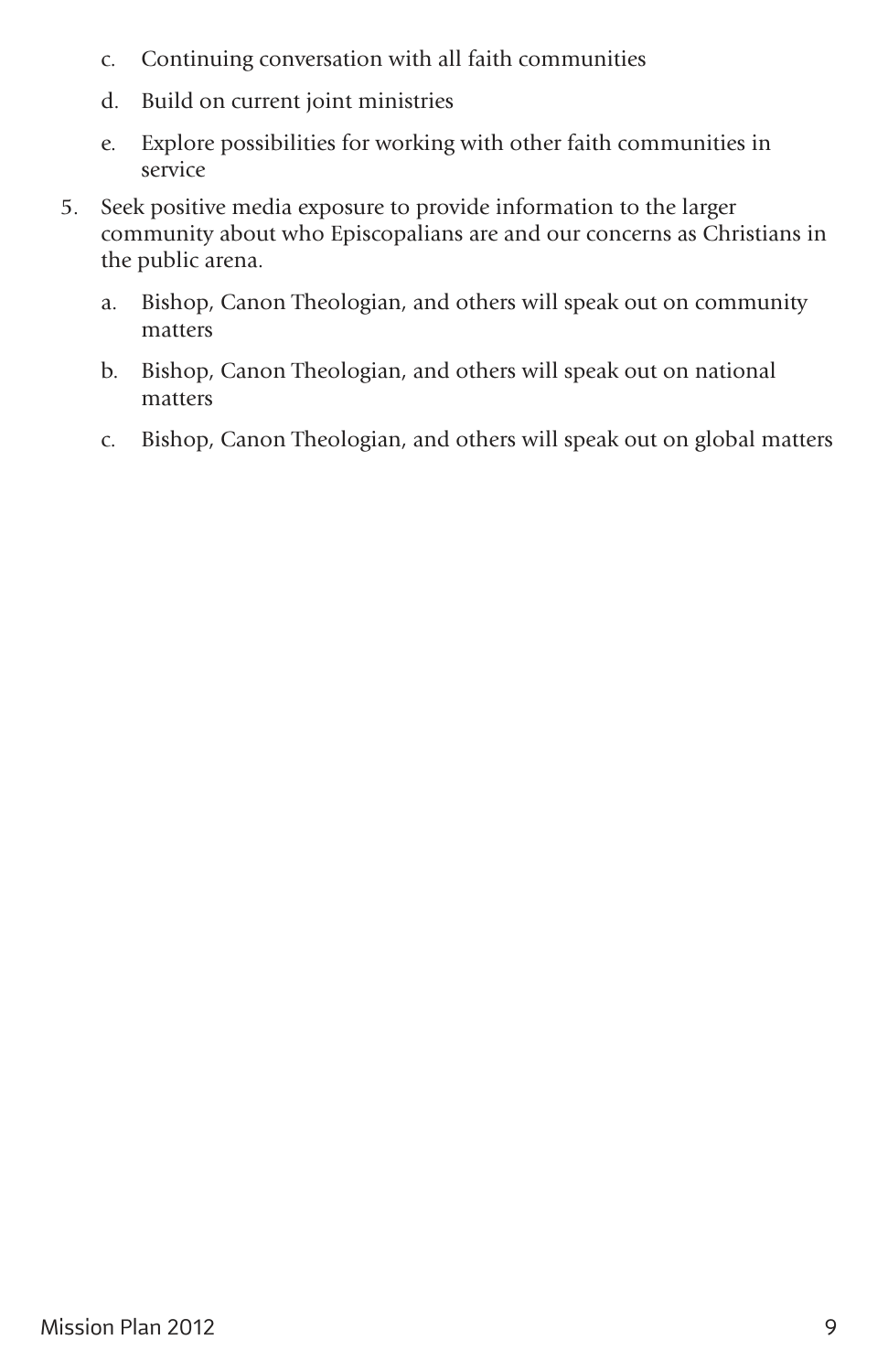c. Continuing conversation with all faith communities

   d. Build on current joint ministries

   e. Explore possibilities for working with other faith communities in service

5. Seek positive media exposure to provide information to the larger community about who Episcopalians are and our concerns as Christians in the public arena.

   a. Bishop, Canon Theologian, and others will speak out on community matters

   b. Bishop, Canon Theologian, and others will speak out on national matters

   c. Bishop, Canon Theologian, and others will speak out on global matters